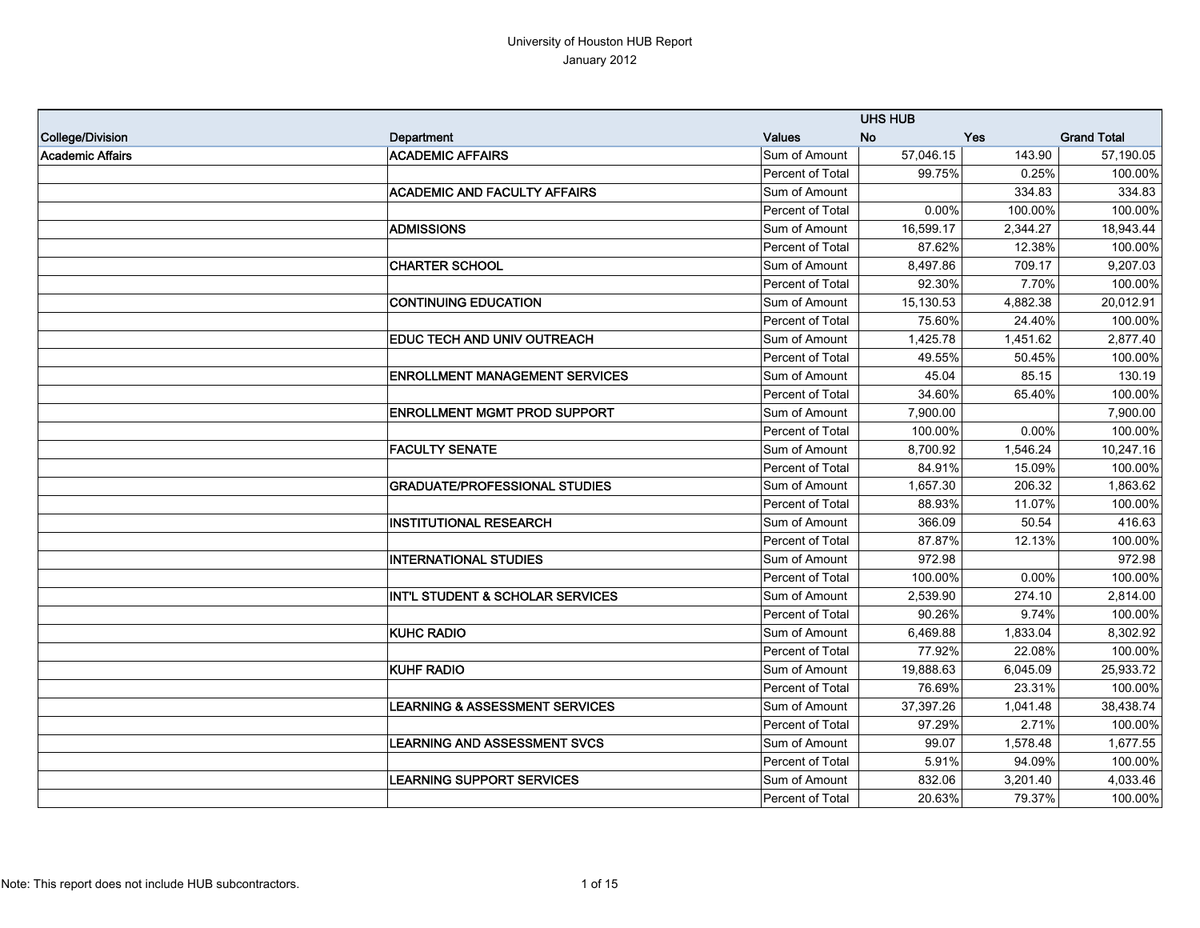# University of Houston HUB Report

January 2012

| | | | UHS HUB | | |
|---|---|---|---|---|---|
| **College/Division** | **Department** | **Values** | **No** | **Yes** | **Grand Total** |
| **Academic Affairs** | **ACADEMIC AFFAIRS** | Sum of Amount | 57,046.15 | 143.90 | 57,190.05 |
| | | Percent of Total | 99.75% | 0.25% | 100.00% |
| | **ACADEMIC AND FACULTY AFFAIRS** | Sum of Amount | | 334.83 | 334.83 |
| | | Percent of Total | 0.00% | 100.00% | 100.00% |
| | **ADMISSIONS** | Sum of Amount | 16,599.17 | 2,344.27 | 18,943.44 |
| | | Percent of Total | 87.62% | 12.38% | 100.00% |
| | **CHARTER SCHOOL** | Sum of Amount | 8,497.86 | 709.17 | 9,207.03 |
| | | Percent of Total | 92.30% | 7.70% | 100.00% |
| | **CONTINUING EDUCATION** | Sum of Amount | 15,130.53 | 4,882.38 | 20,012.91 |
| | | Percent of Total | 75.60% | 24.40% | 100.00% |
| | **EDUC TECH AND UNIV OUTREACH** | Sum of Amount | 1,425.78 | 1,451.62 | 2,877.40 |
| | | Percent of Total | 49.55% | 50.45% | 100.00% |
| | **ENROLLMENT MANAGEMENT SERVICES** | Sum of Amount | 45.04 | 85.15 | 130.19 |
| | | Percent of Total | 34.60% | 65.40% | 100.00% |
| | **ENROLLMENT MGMT PROD SUPPORT** | Sum of Amount | 7,900.00 | | 7,900.00 |
| | | Percent of Total | 100.00% | 0.00% | 100.00% |
| | **FACULTY SENATE** | Sum of Amount | 8,700.92 | 1,546.24 | 10,247.16 |
| | | Percent of Total | 84.91% | 15.09% | 100.00% |
| | **GRADUATE/PROFESSIONAL STUDIES** | Sum of Amount | 1,657.30 | 206.32 | 1,863.62 |
| | | Percent of Total | 88.93% | 11.07% | 100.00% |
| | **INSTITUTIONAL RESEARCH** | Sum of Amount | 366.09 | 50.54 | 416.63 |
| | | Percent of Total | 87.87% | 12.13% | 100.00% |
| | **INTERNATIONAL STUDIES** | Sum of Amount | 972.98 | | 972.98 |
| | | Percent of Total | 100.00% | 0.00% | 100.00% |
| | **INT'L STUDENT & SCHOLAR SERVICES** | Sum of Amount | 2,539.90 | 274.10 | 2,814.00 |
| | | Percent of Total | 90.26% | 9.74% | 100.00% |
| | **KUHC RADIO** | Sum of Amount | 6,469.88 | 1,833.04 | 8,302.92 |
| | | Percent of Total | 77.92% | 22.08% | 100.00% |
| | **KUHF RADIO** | Sum of Amount | 19,888.63 | 6,045.09 | 25,933.72 |
| | | Percent of Total | 76.69% | 23.31% | 100.00% |
| | **LEARNING & ASSESSMENT SERVICES** | Sum of Amount | 37,397.26 | 1,041.48 | 38,438.74 |
| | | Percent of Total | 97.29% | 2.71% | 100.00% |
| | **LEARNING AND ASSESSMENT SVCS** | Sum of Amount | 99.07 | 1,578.48 | 1,677.55 |
| | | Percent of Total | 5.91% | 94.09% | 100.00% |
| | **LEARNING SUPPORT SERVICES** | Sum of Amount | 832.06 | 3,201.40 | 4,033.46 |
| | | Percent of Total | 20.63% | 79.37% | 100.00% |

Note: This report does not include HUB subcontractors.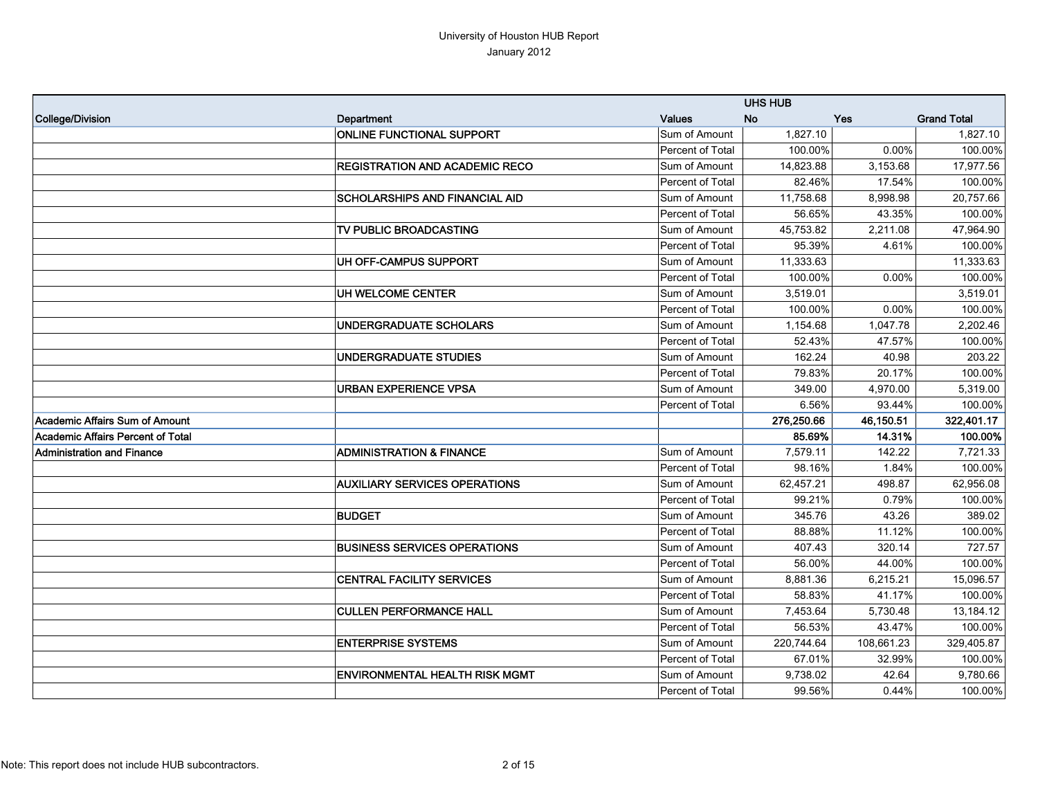University of Houston HUB Report

January 2012

| College/Division | Department | Values | UHS HUB No | Yes | Grand Total |
|---|---|---|---|---|---|
| | ONLINE FUNCTIONAL SUPPORT | Sum of Amount | 1,827.10 | | 1,827.10 |
| | | Percent of Total | 100.00% | 0.00% | 100.00% |
| | REGISTRATION AND ACADEMIC RECO | Sum of Amount | 14,823.88 | 3,153.68 | 17,977.56 |
| | | Percent of Total | 82.46% | 17.54% | 100.00% |
| | SCHOLARSHIPS AND FINANCIAL AID | Sum of Amount | 11,758.68 | 8,998.98 | 20,757.66 |
| | | Percent of Total | 56.65% | 43.35% | 100.00% |
| | TV PUBLIC BROADCASTING | Sum of Amount | 45,753.82 | 2,211.08 | 47,964.90 |
| | | Percent of Total | 95.39% | 4.61% | 100.00% |
| | UH OFF-CAMPUS SUPPORT | Sum of Amount | 11,333.63 | | 11,333.63 |
| | | Percent of Total | 100.00% | 0.00% | 100.00% |
| | UH WELCOME CENTER | Sum of Amount | 3,519.01 | | 3,519.01 |
| | | Percent of Total | 100.00% | 0.00% | 100.00% |
| | UNDERGRADUATE SCHOLARS | Sum of Amount | 1,154.68 | 1,047.78 | 2,202.46 |
| | | Percent of Total | 52.43% | 47.57% | 100.00% |
| | UNDERGRADUATE STUDIES | Sum of Amount | 162.24 | 40.98 | 203.22 |
| | | Percent of Total | 79.83% | 20.17% | 100.00% |
| | URBAN EXPERIENCE VPSA | Sum of Amount | 349.00 | 4,970.00 | 5,319.00 |
| | | Percent of Total | 6.56% | 93.44% | 100.00% |
| **Academic Affairs Sum of Amount** | | | **276,250.66** | **46,150.51** | **322,401.17** |
| **Academic Affairs Percent of Total** | | | **85.69%** | **14.31%** | **100.00%** |
| Administration and Finance | ADMINISTRATION & FINANCE | Sum of Amount | 7,579.11 | 142.22 | 7,721.33 |
| | | Percent of Total | 98.16% | 1.84% | 100.00% |
| | AUXILIARY SERVICES OPERATIONS | Sum of Amount | 62,457.21 | 498.87 | 62,956.08 |
| | | Percent of Total | 99.21% | 0.79% | 100.00% |
| | BUDGET | Sum of Amount | 345.76 | 43.26 | 389.02 |
| | | Percent of Total | 88.88% | 11.12% | 100.00% |
| | BUSINESS SERVICES OPERATIONS | Sum of Amount | 407.43 | 320.14 | 727.57 |
| | | Percent of Total | 56.00% | 44.00% | 100.00% |
| | CENTRAL FACILITY SERVICES | Sum of Amount | 8,881.36 | 6,215.21 | 15,096.57 |
| | | Percent of Total | 58.83% | 41.17% | 100.00% |
| | CULLEN PERFORMANCE HALL | Sum of Amount | 7,453.64 | 5,730.48 | 13,184.12 |
| | | Percent of Total | 56.53% | 43.47% | 100.00% |
| | ENTERPRISE SYSTEMS | Sum of Amount | 220,744.64 | 108,661.23 | 329,405.87 |
| | | Percent of Total | 67.01% | 32.99% | 100.00% |
| | ENVIRONMENTAL HEALTH RISK MGMT | Sum of Amount | 9,738.02 | 42.64 | 9,780.66 |
| | | Percent of Total | 99.56% | 0.44% | 100.00% |

Note: This report does not include HUB subcontractors.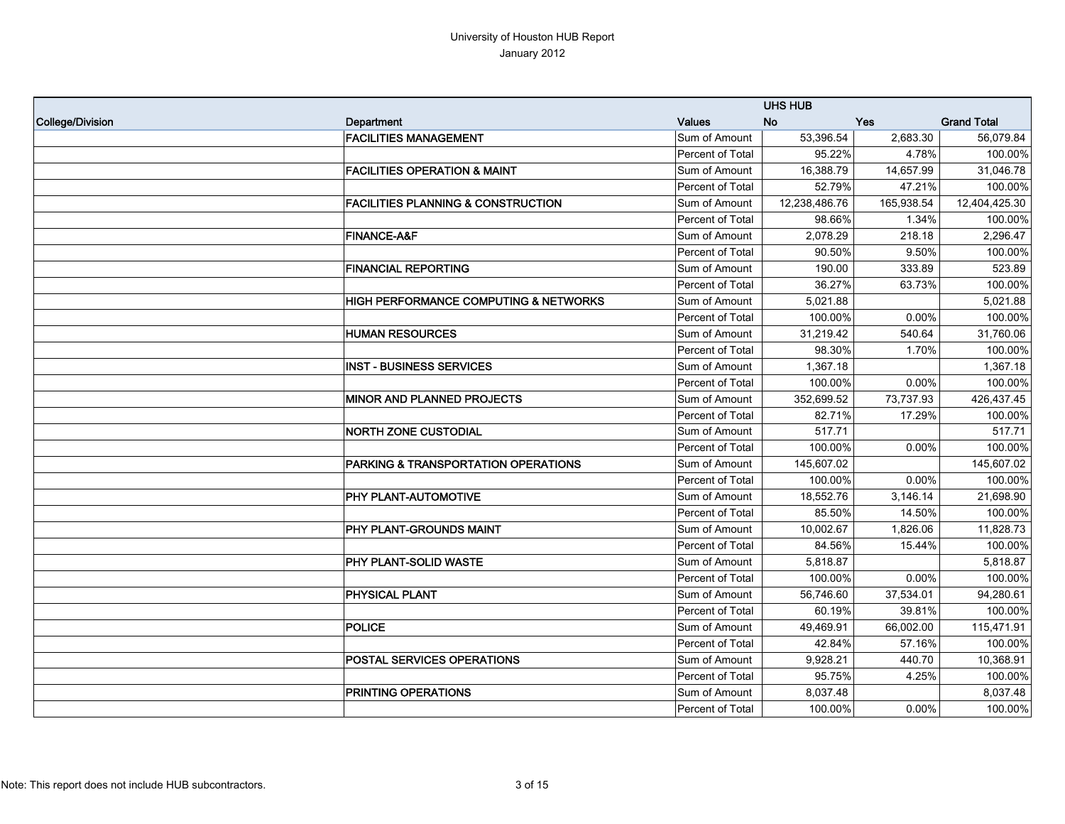University of Houston HUB Report
January 2012

| College/Division | Department | Values | UHS HUB No | Yes | Grand Total |
|---|---|---|---|---|---|
| | FACILITIES MANAGEMENT | Sum of Amount | 53,396.54 | 2,683.30 | 56,079.84 |
| | | Percent of Total | 95.22% | 4.78% | 100.00% |
| | FACILITIES OPERATION & MAINT | Sum of Amount | 16,388.79 | 14,657.99 | 31,046.78 |
| | | Percent of Total | 52.79% | 47.21% | 100.00% |
| | FACILITIES PLANNING & CONSTRUCTION | Sum of Amount | 12,238,486.76 | 165,938.54 | 12,404,425.30 |
| | | Percent of Total | 98.66% | 1.34% | 100.00% |
| | FINANCE-A&F | Sum of Amount | 2,078.29 | 218.18 | 2,296.47 |
| | | Percent of Total | 90.50% | 9.50% | 100.00% |
| | FINANCIAL REPORTING | Sum of Amount | 190.00 | 333.89 | 523.89 |
| | | Percent of Total | 36.27% | 63.73% | 100.00% |
| | HIGH PERFORMANCE COMPUTING & NETWORKS | Sum of Amount | 5,021.88 | | 5,021.88 |
| | | Percent of Total | 100.00% | 0.00% | 100.00% |
| | HUMAN RESOURCES | Sum of Amount | 31,219.42 | 540.64 | 31,760.06 |
| | | Percent of Total | 98.30% | 1.70% | 100.00% |
| | INST - BUSINESS SERVICES | Sum of Amount | 1,367.18 | | 1,367.18 |
| | | Percent of Total | 100.00% | 0.00% | 100.00% |
| | MINOR AND PLANNED PROJECTS | Sum of Amount | 352,699.52 | 73,737.93 | 426,437.45 |
| | | Percent of Total | 82.71% | 17.29% | 100.00% |
| | NORTH ZONE CUSTODIAL | Sum of Amount | 517.71 | | 517.71 |
| | | Percent of Total | 100.00% | 0.00% | 100.00% |
| | PARKING & TRANSPORTATION OPERATIONS | Sum of Amount | 145,607.02 | | 145,607.02 |
| | | Percent of Total | 100.00% | 0.00% | 100.00% |
| | PHY PLANT-AUTOMOTIVE | Sum of Amount | 18,552.76 | 3,146.14 | 21,698.90 |
| | | Percent of Total | 85.50% | 14.50% | 100.00% |
| | PHY PLANT-GROUNDS MAINT | Sum of Amount | 10,002.67 | 1,826.06 | 11,828.73 |
| | | Percent of Total | 84.56% | 15.44% | 100.00% |
| | PHY PLANT-SOLID WASTE | Sum of Amount | 5,818.87 | | 5,818.87 |
| | | Percent of Total | 100.00% | 0.00% | 100.00% |
| | PHYSICAL PLANT | Sum of Amount | 56,746.60 | 37,534.01 | 94,280.61 |
| | | Percent of Total | 60.19% | 39.81% | 100.00% |
| | POLICE | Sum of Amount | 49,469.91 | 66,002.00 | 115,471.91 |
| | | Percent of Total | 42.84% | 57.16% | 100.00% |
| | POSTAL SERVICES OPERATIONS | Sum of Amount | 9,928.21 | 440.70 | 10,368.91 |
| | | Percent of Total | 95.75% | 4.25% | 100.00% |
| | PRINTING OPERATIONS | Sum of Amount | 8,037.48 | | 8,037.48 |
| | | Percent of Total | 100.00% | 0.00% | 100.00% |

Note: This report does not include HUB subcontractors.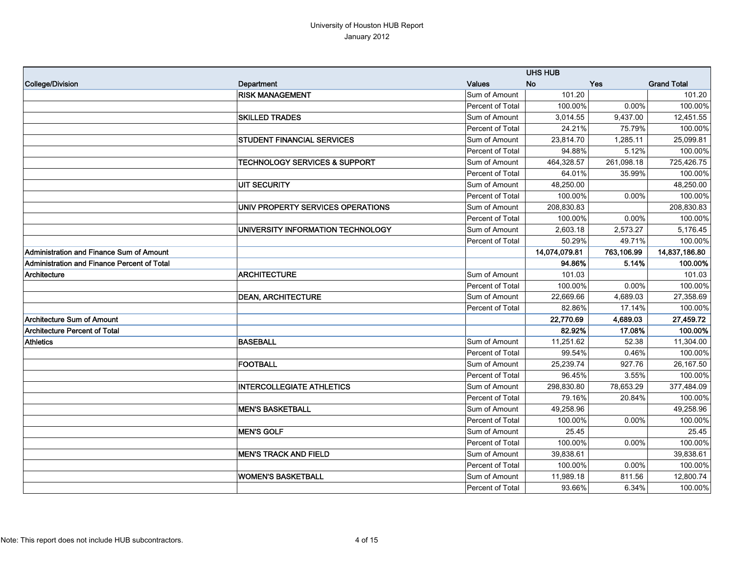# University of Houston HUB Report

January 2012

| College/Division | Department | Values | UHS HUB No | Yes | Grand Total |
|---|---|---|---|---|---|
| | **RISK MANAGEMENT** | Sum of Amount | 101.20 | | 101.20 |
| | | Percent of Total | 100.00% | 0.00% | 100.00% |
| | **SKILLED TRADES** | Sum of Amount | 3,014.55 | 9,437.00 | 12,451.55 |
| | | Percent of Total | 24.21% | 75.79% | 100.00% |
| | **STUDENT FINANCIAL SERVICES** | Sum of Amount | 23,814.70 | 1,285.11 | 25,099.81 |
| | | Percent of Total | 94.88% | 5.12% | 100.00% |
| | **TECHNOLOGY SERVICES & SUPPORT** | Sum of Amount | 464,328.57 | 261,098.18 | 725,426.75 |
| | | Percent of Total | 64.01% | 35.99% | 100.00% |
| | **UIT SECURITY** | Sum of Amount | 48,250.00 | | 48,250.00 |
| | | Percent of Total | 100.00% | 0.00% | 100.00% |
| | **UNIV PROPERTY SERVICES OPERATIONS** | Sum of Amount | 208,830.83 | | 208,830.83 |
| | | Percent of Total | 100.00% | 0.00% | 100.00% |
| | **UNIVERSITY INFORMATION TECHNOLOGY** | Sum of Amount | 2,603.18 | 2,573.27 | 5,176.45 |
| | | Percent of Total | 50.29% | 49.71% | 100.00% |
| **Administration and Finance Sum of Amount** | | | **14,074,079.81** | **763,106.99** | **14,837,186.80** |
| **Administration and Finance Percent of Total** | | | **94.86%** | **5.14%** | **100.00%** |
| **Architecture** | **ARCHITECTURE** | Sum of Amount | 101.03 | | 101.03 |
| | | Percent of Total | 100.00% | 0.00% | 100.00% |
| | **DEAN, ARCHITECTURE** | Sum of Amount | 22,669.66 | 4,689.03 | 27,358.69 |
| | | Percent of Total | 82.86% | 17.14% | 100.00% |
| **Architecture Sum of Amount** | | | **22,770.69** | **4,689.03** | **27,459.72** |
| **Architecture Percent of Total** | | | **82.92%** | **17.08%** | **100.00%** |
| **Athletics** | **BASEBALL** | Sum of Amount | 11,251.62 | 52.38 | 11,304.00 |
| | | Percent of Total | 99.54% | 0.46% | 100.00% |
| | **FOOTBALL** | Sum of Amount | 25,239.74 | 927.76 | 26,167.50 |
| | | Percent of Total | 96.45% | 3.55% | 100.00% |
| | **INTERCOLLEGIATE ATHLETICS** | Sum of Amount | 298,830.80 | 78,653.29 | 377,484.09 |
| | | Percent of Total | 79.16% | 20.84% | 100.00% |
| | **MEN'S BASKETBALL** | Sum of Amount | 49,258.96 | | 49,258.96 |
| | | Percent of Total | 100.00% | 0.00% | 100.00% |
| | **MEN'S GOLF** | Sum of Amount | 25.45 | | 25.45 |
| | | Percent of Total | 100.00% | 0.00% | 100.00% |
| | **MEN'S TRACK AND FIELD** | Sum of Amount | 39,838.61 | | 39,838.61 |
| | | Percent of Total | 100.00% | 0.00% | 100.00% |
| | **WOMEN'S BASKETBALL** | Sum of Amount | 11,989.18 | 811.56 | 12,800.74 |
| | | Percent of Total | 93.66% | 6.34% | 100.00% |

Note: This report does not include HUB subcontractors.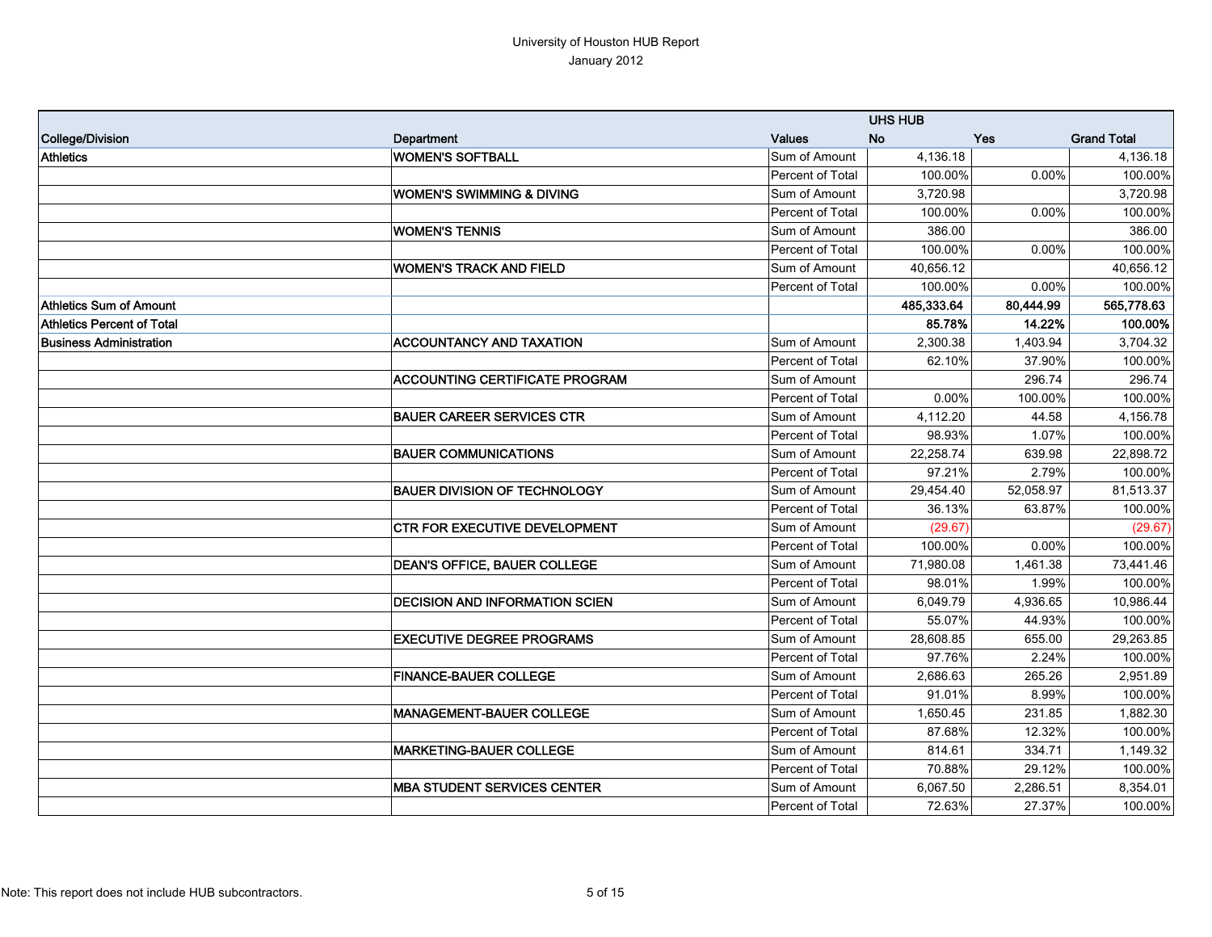University of Houston HUB Report
January 2012

| College/Division | Department | Values | UHS HUB No | Yes | Grand Total |
|---|---|---|---|---|---|
| Athletics | WOMEN'S SOFTBALL | Sum of Amount | 4,136.18 | | 4,136.18 |
| | | Percent of Total | 100.00% | 0.00% | 100.00% |
| | WOMEN'S SWIMMING & DIVING | Sum of Amount | 3,720.98 | | 3,720.98 |
| | | Percent of Total | 100.00% | 0.00% | 100.00% |
| | WOMEN'S TENNIS | Sum of Amount | 386.00 | | 386.00 |
| | | Percent of Total | 100.00% | 0.00% | 100.00% |
| | WOMEN'S TRACK AND FIELD | Sum of Amount | 40,656.12 | | 40,656.12 |
| | | Percent of Total | 100.00% | 0.00% | 100.00% |
| **Athletics Sum of Amount** | | | **485,333.64** | **80,444.99** | **565,778.63** |
| **Athletics Percent of Total** | | | **85.78%** | **14.22%** | **100.00%** |
| Business Administration | ACCOUNTANCY AND TAXATION | Sum of Amount | 2,300.38 | 1,403.94 | 3,704.32 |
| | | Percent of Total | 62.10% | 37.90% | 100.00% |
| | ACCOUNTING CERTIFICATE PROGRAM | Sum of Amount | | 296.74 | 296.74 |
| | | Percent of Total | 0.00% | 100.00% | 100.00% |
| | BAUER CAREER SERVICES CTR | Sum of Amount | 4,112.20 | 44.58 | 4,156.78 |
| | | Percent of Total | 98.93% | 1.07% | 100.00% |
| | BAUER COMMUNICATIONS | Sum of Amount | 22,258.74 | 639.98 | 22,898.72 |
| | | Percent of Total | 97.21% | 2.79% | 100.00% |
| | BAUER DIVISION OF TECHNOLOGY | Sum of Amount | 29,454.40 | 52,058.97 | 81,513.37 |
| | | Percent of Total | 36.13% | 63.87% | 100.00% |
| | CTR FOR EXECUTIVE DEVELOPMENT | Sum of Amount | (29.67) | | (29.67) |
| | | Percent of Total | 100.00% | 0.00% | 100.00% |
| | DEAN'S OFFICE, BAUER COLLEGE | Sum of Amount | 71,980.08 | 1,461.38 | 73,441.46 |
| | | Percent of Total | 98.01% | 1.99% | 100.00% |
| | DECISION AND INFORMATION SCIEN | Sum of Amount | 6,049.79 | 4,936.65 | 10,986.44 |
| | | Percent of Total | 55.07% | 44.93% | 100.00% |
| | EXECUTIVE DEGREE PROGRAMS | Sum of Amount | 28,608.85 | 655.00 | 29,263.85 |
| | | Percent of Total | 97.76% | 2.24% | 100.00% |
| | FINANCE-BAUER COLLEGE | Sum of Amount | 2,686.63 | 265.26 | 2,951.89 |
| | | Percent of Total | 91.01% | 8.99% | 100.00% |
| | MANAGEMENT-BAUER COLLEGE | Sum of Amount | 1,650.45 | 231.85 | 1,882.30 |
| | | Percent of Total | 87.68% | 12.32% | 100.00% |
| | MARKETING-BAUER COLLEGE | Sum of Amount | 814.61 | 334.71 | 1,149.32 |
| | | Percent of Total | 70.88% | 29.12% | 100.00% |
| | MBA STUDENT SERVICES CENTER | Sum of Amount | 6,067.50 | 2,286.51 | 8,354.01 |
| | | Percent of Total | 72.63% | 27.37% | 100.00% |

Note: This report does not include HUB subcontractors.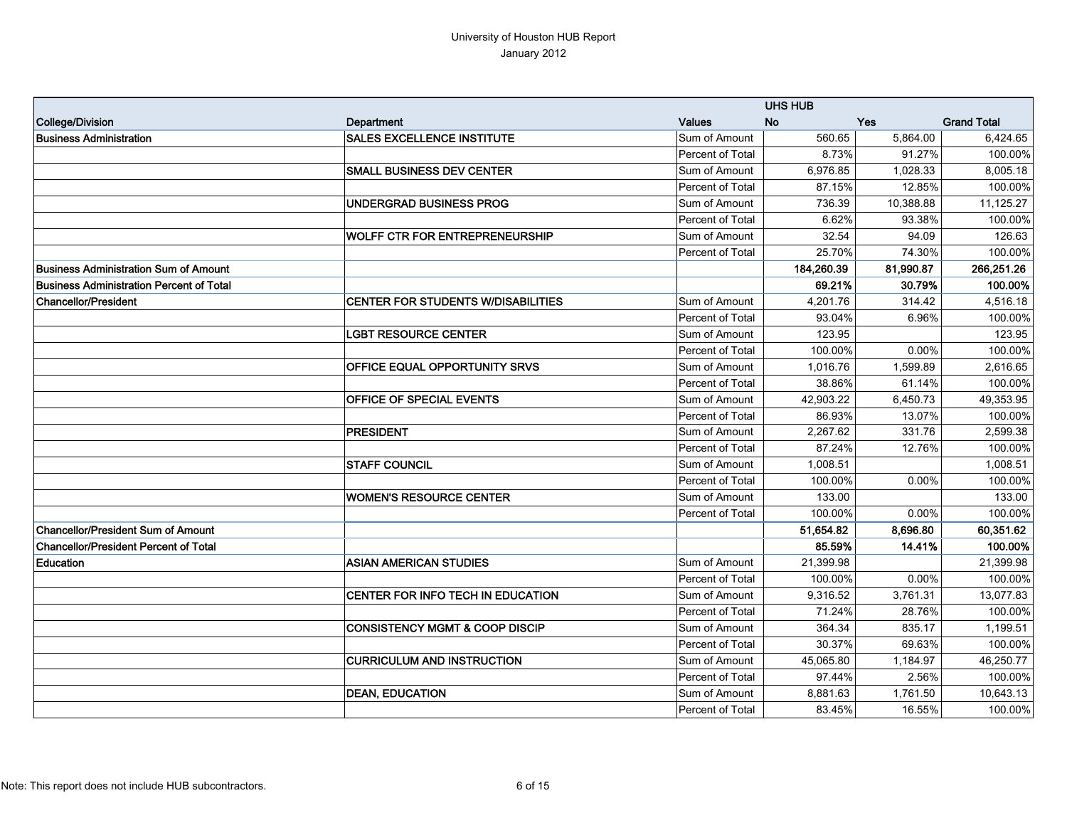University of Houston HUB Report
January 2012

| College/Division | Department | Values | UHS HUB No | Yes | Grand Total |
|---|---|---|---|---|---|
| **Business Administration** | **SALES EXCELLENCE INSTITUTE** | Sum of Amount | 560.65 | 5,864.00 | 6,424.65 |
| | | Percent of Total | 8.73% | 91.27% | 100.00% |
| | **SMALL BUSINESS DEV CENTER** | Sum of Amount | 6,976.85 | 1,028.33 | 8,005.18 |
| | | Percent of Total | 87.15% | 12.85% | 100.00% |
| | **UNDERGRAD BUSINESS PROG** | Sum of Amount | 736.39 | 10,388.88 | 11,125.27 |
| | | Percent of Total | 6.62% | 93.38% | 100.00% |
| | **WOLFF CTR FOR ENTREPRENEURSHIP** | Sum of Amount | 32.54 | 94.09 | 126.63 |
| | | Percent of Total | 25.70% | 74.30% | 100.00% |
| **Business Administration Sum of Amount** | | | **184,260.39** | **81,990.87** | **266,251.26** |
| **Business Administration Percent of Total** | | | **69.21%** | **30.79%** | **100.00%** |
| **Chancellor/President** | **CENTER FOR STUDENTS W/DISABILITIES** | Sum of Amount | 4,201.76 | 314.42 | 4,516.18 |
| | | Percent of Total | 93.04% | 6.96% | 100.00% |
| | **LGBT RESOURCE CENTER** | Sum of Amount | 123.95 | | 123.95 |
| | | Percent of Total | 100.00% | 0.00% | 100.00% |
| | **OFFICE EQUAL OPPORTUNITY SRVS** | Sum of Amount | 1,016.76 | 1,599.89 | 2,616.65 |
| | | Percent of Total | 38.86% | 61.14% | 100.00% |
| | **OFFICE OF SPECIAL EVENTS** | Sum of Amount | 42,903.22 | 6,450.73 | 49,353.95 |
| | | Percent of Total | 86.93% | 13.07% | 100.00% |
| | **PRESIDENT** | Sum of Amount | 2,267.62 | 331.76 | 2,599.38 |
| | | Percent of Total | 87.24% | 12.76% | 100.00% |
| | **STAFF COUNCIL** | Sum of Amount | 1,008.51 | | 1,008.51 |
| | | Percent of Total | 100.00% | 0.00% | 100.00% |
| | **WOMEN'S RESOURCE CENTER** | Sum of Amount | 133.00 | | 133.00 |
| | | Percent of Total | 100.00% | 0.00% | 100.00% |
| **Chancellor/President Sum of Amount** | | | **51,654.82** | **8,696.80** | **60,351.62** |
| **Chancellor/President Percent of Total** | | | **85.59%** | **14.41%** | **100.00%** |
| **Education** | **ASIAN AMERICAN STUDIES** | Sum of Amount | 21,399.98 | | 21,399.98 |
| | | Percent of Total | 100.00% | 0.00% | 100.00% |
| | **CENTER FOR INFO TECH IN EDUCATION** | Sum of Amount | 9,316.52 | 3,761.31 | 13,077.83 |
| | | Percent of Total | 71.24% | 28.76% | 100.00% |
| | **CONSISTENCY MGMT & COOP DISCIP** | Sum of Amount | 364.34 | 835.17 | 1,199.51 |
| | | Percent of Total | 30.37% | 69.63% | 100.00% |
| | **CURRICULUM AND INSTRUCTION** | Sum of Amount | 45,065.80 | 1,184.97 | 46,250.77 |
| | | Percent of Total | 97.44% | 2.56% | 100.00% |
| | **DEAN, EDUCATION** | Sum of Amount | 8,881.63 | 1,761.50 | 10,643.13 |
| | | Percent of Total | 83.45% | 16.55% | 100.00% |

Note: This report does not include HUB subcontractors.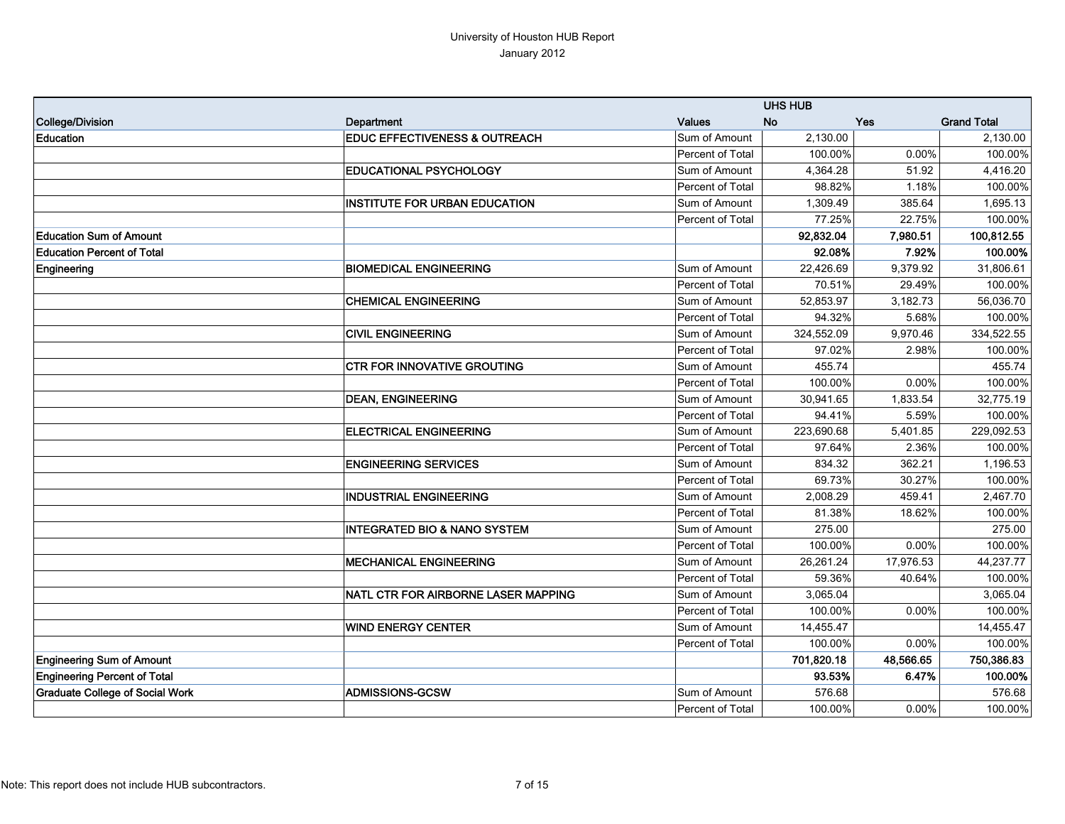University of Houston HUB Report

January 2012

| College/Division | Department | Values | UHS HUB No | UHS HUB Yes | Grand Total |
|---|---|---|---|---|---|
| Education | EDUC EFFECTIVENESS & OUTREACH | Sum of Amount | 2,130.00 | | 2,130.00 |
| | | Percent of Total | 100.00% | 0.00% | 100.00% |
| | EDUCATIONAL PSYCHOLOGY | Sum of Amount | 4,364.28 | 51.92 | 4,416.20 |
| | | Percent of Total | 98.82% | 1.18% | 100.00% |
| | INSTITUTE FOR URBAN EDUCATION | Sum of Amount | 1,309.49 | 385.64 | 1,695.13 |
| | | Percent of Total | 77.25% | 22.75% | 100.00% |
| **Education Sum of Amount** | | | **92,832.04** | **7,980.51** | **100,812.55** |
| **Education Percent of Total** | | | **92.08%** | **7.92%** | **100.00%** |
| Engineering | BIOMEDICAL ENGINEERING | Sum of Amount | 22,426.69 | 9,379.92 | 31,806.61 |
| | | Percent of Total | 70.51% | 29.49% | 100.00% |
| | CHEMICAL ENGINEERING | Sum of Amount | 52,853.97 | 3,182.73 | 56,036.70 |
| | | Percent of Total | 94.32% | 5.68% | 100.00% |
| | CIVIL ENGINEERING | Sum of Amount | 324,552.09 | 9,970.46 | 334,522.55 |
| | | Percent of Total | 97.02% | 2.98% | 100.00% |
| | CTR FOR INNOVATIVE GROUTING | Sum of Amount | 455.74 | | 455.74 |
| | | Percent of Total | 100.00% | 0.00% | 100.00% |
| | DEAN, ENGINEERING | Sum of Amount | 30,941.65 | 1,833.54 | 32,775.19 |
| | | Percent of Total | 94.41% | 5.59% | 100.00% |
| | ELECTRICAL ENGINEERING | Sum of Amount | 223,690.68 | 5,401.85 | 229,092.53 |
| | | Percent of Total | 97.64% | 2.36% | 100.00% |
| | ENGINEERING SERVICES | Sum of Amount | 834.32 | 362.21 | 1,196.53 |
| | | Percent of Total | 69.73% | 30.27% | 100.00% |
| | INDUSTRIAL ENGINEERING | Sum of Amount | 2,008.29 | 459.41 | 2,467.70 |
| | | Percent of Total | 81.38% | 18.62% | 100.00% |
| | INTEGRATED BIO & NANO SYSTEM | Sum of Amount | 275.00 | | 275.00 |
| | | Percent of Total | 100.00% | 0.00% | 100.00% |
| | MECHANICAL ENGINEERING | Sum of Amount | 26,261.24 | 17,976.53 | 44,237.77 |
| | | Percent of Total | 59.36% | 40.64% | 100.00% |
| | NATL CTR FOR AIRBORNE LASER MAPPING | Sum of Amount | 3,065.04 | | 3,065.04 |
| | | Percent of Total | 100.00% | 0.00% | 100.00% |
| | WIND ENERGY CENTER | Sum of Amount | 14,455.47 | | 14,455.47 |
| | | Percent of Total | 100.00% | 0.00% | 100.00% |
| **Engineering Sum of Amount** | | | **701,820.18** | **48,566.65** | **750,386.83** |
| **Engineering Percent of Total** | | | **93.53%** | **6.47%** | **100.00%** |
| Graduate College of Social Work | ADMISSIONS-GCSW | Sum of Amount | 576.68 | | 576.68 |
| | | Percent of Total | 100.00% | 0.00% | 100.00% |

Note: This report does not include HUB subcontractors.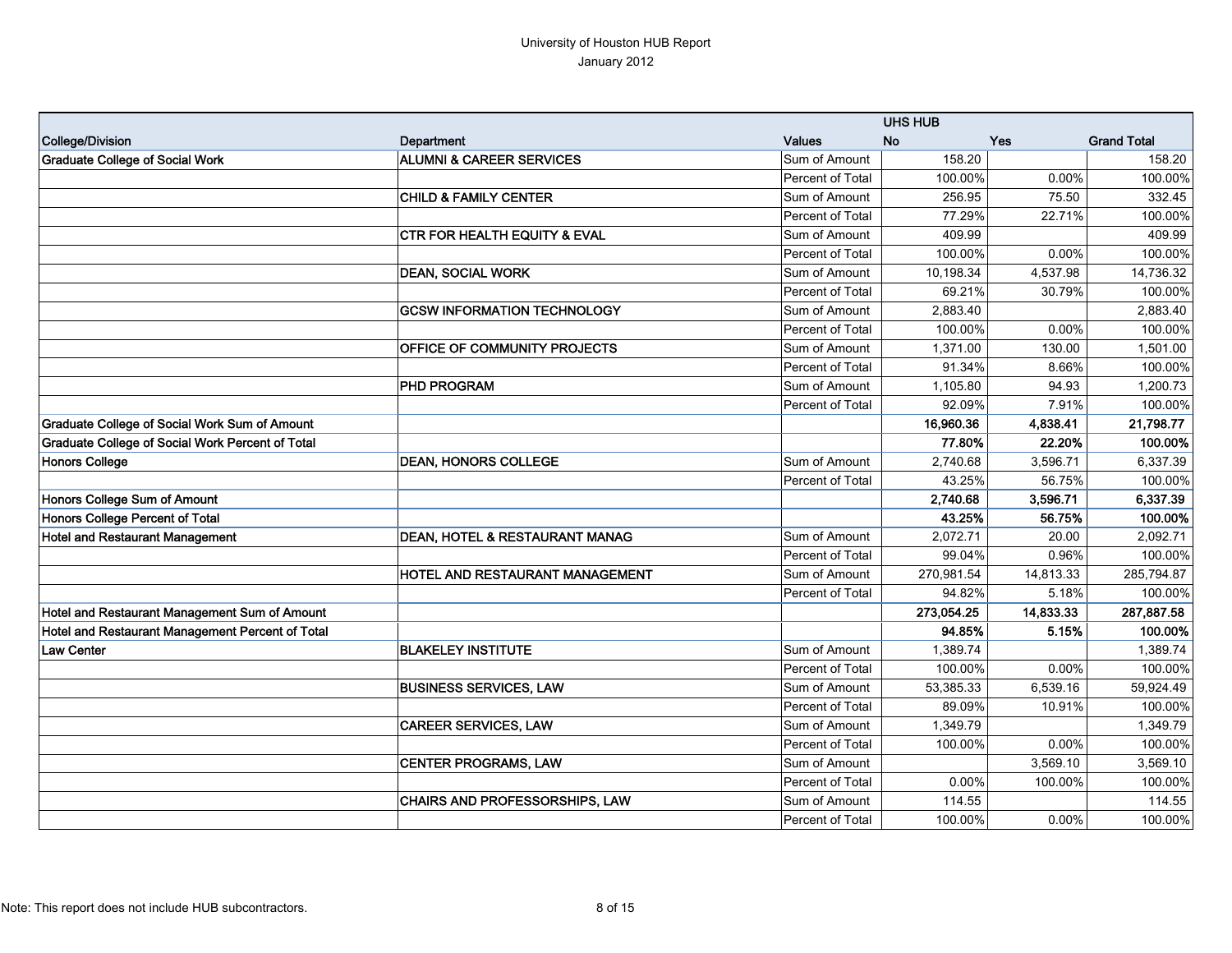University of Houston HUB Report
January 2012

| | | | UHS HUB | | |
|---|---|---|---|---|---|
| College/Division | Department | Values | No | Yes | Grand Total |
| **Graduate College of Social Work** | **ALUMNI & CAREER SERVICES** | Sum of Amount | 158.20 | | 158.20 |
| | | Percent of Total | 100.00% | 0.00% | 100.00% |
| | **CHILD & FAMILY CENTER** | Sum of Amount | 256.95 | 75.50 | 332.45 |
| | | Percent of Total | 77.29% | 22.71% | 100.00% |
| | **CTR FOR HEALTH EQUITY & EVAL** | Sum of Amount | 409.99 | | 409.99 |
| | | Percent of Total | 100.00% | 0.00% | 100.00% |
| | **DEAN, SOCIAL WORK** | Sum of Amount | 10,198.34 | 4,537.98 | 14,736.32 |
| | | Percent of Total | 69.21% | 30.79% | 100.00% |
| | **GCSW INFORMATION TECHNOLOGY** | Sum of Amount | 2,883.40 | | 2,883.40 |
| | | Percent of Total | 100.00% | 0.00% | 100.00% |
| | **OFFICE OF COMMUNITY PROJECTS** | Sum of Amount | 1,371.00 | 130.00 | 1,501.00 |
| | | Percent of Total | 91.34% | 8.66% | 100.00% |
| | **PHD PROGRAM** | Sum of Amount | 1,105.80 | 94.93 | 1,200.73 |
| | | Percent of Total | 92.09% | 7.91% | 100.00% |
| **Graduate College of Social Work Sum of Amount** | | | **16,960.36** | **4,838.41** | **21,798.77** |
| **Graduate College of Social Work Percent of Total** | | | **77.80%** | **22.20%** | **100.00%** |
| **Honors College** | **DEAN, HONORS COLLEGE** | Sum of Amount | 2,740.68 | 3,596.71 | 6,337.39 |
| | | Percent of Total | 43.25% | 56.75% | 100.00% |
| **Honors College Sum of Amount** | | | **2,740.68** | **3,596.71** | **6,337.39** |
| **Honors College Percent of Total** | | | **43.25%** | **56.75%** | **100.00%** |
| **Hotel and Restaurant Management** | **DEAN, HOTEL & RESTAURANT MANAG** | Sum of Amount | 2,072.71 | 20.00 | 2,092.71 |
| | | Percent of Total | 99.04% | 0.96% | 100.00% |
| | **HOTEL AND RESTAURANT MANAGEMENT** | Sum of Amount | 270,981.54 | 14,813.33 | 285,794.87 |
| | | Percent of Total | 94.82% | 5.18% | 100.00% |
| **Hotel and Restaurant Management Sum of Amount** | | | **273,054.25** | **14,833.33** | **287,887.58** |
| **Hotel and Restaurant Management Percent of Total** | | | **94.85%** | **5.15%** | **100.00%** |
| **Law Center** | **BLAKELEY INSTITUTE** | Sum of Amount | 1,389.74 | | 1,389.74 |
| | | Percent of Total | 100.00% | 0.00% | 100.00% |
| | **BUSINESS SERVICES, LAW** | Sum of Amount | 53,385.33 | 6,539.16 | 59,924.49 |
| | | Percent of Total | 89.09% | 10.91% | 100.00% |
| | **CAREER SERVICES, LAW** | Sum of Amount | 1,349.79 | | 1,349.79 |
| | | Percent of Total | 100.00% | 0.00% | 100.00% |
| | **CENTER PROGRAMS, LAW** | Sum of Amount | | 3,569.10 | 3,569.10 |
| | | Percent of Total | 0.00% | 100.00% | 100.00% |
| | **CHAIRS AND PROFESSORSHIPS, LAW** | Sum of Amount | 114.55 | | 114.55 |
| | | Percent of Total | 100.00% | 0.00% | 100.00% |

Note: This report does not include HUB subcontractors.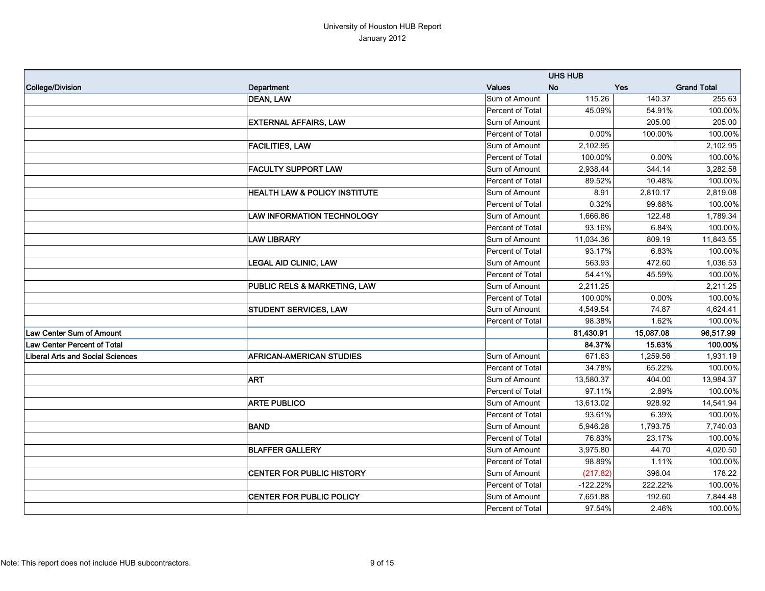# University of Houston HUB Report

January 2012

| College/Division | Department | Values | UHS HUB No | Yes | Grand Total |
|---|---|---|---|---|---|
| | DEAN, LAW | Sum of Amount | 115.26 | 140.37 | 255.63 |
| | | Percent of Total | 45.09% | 54.91% | 100.00% |
| | EXTERNAL AFFAIRS, LAW | Sum of Amount | | 205.00 | 205.00 |
| | | Percent of Total | 0.00% | 100.00% | 100.00% |
| | FACILITIES, LAW | Sum of Amount | 2,102.95 | | 2,102.95 |
| | | Percent of Total | 100.00% | 0.00% | 100.00% |
| | FACULTY SUPPORT LAW | Sum of Amount | 2,938.44 | 344.14 | 3,282.58 |
| | | Percent of Total | 89.52% | 10.48% | 100.00% |
| | HEALTH LAW & POLICY INSTITUTE | Sum of Amount | 8.91 | 2,810.17 | 2,819.08 |
| | | Percent of Total | 0.32% | 99.68% | 100.00% |
| | LAW INFORMATION TECHNOLOGY | Sum of Amount | 1,666.86 | 122.48 | 1,789.34 |
| | | Percent of Total | 93.16% | 6.84% | 100.00% |
| | LAW LIBRARY | Sum of Amount | 11,034.36 | 809.19 | 11,843.55 |
| | | Percent of Total | 93.17% | 6.83% | 100.00% |
| | LEGAL AID CLINIC, LAW | Sum of Amount | 563.93 | 472.60 | 1,036.53 |
| | | Percent of Total | 54.41% | 45.59% | 100.00% |
| | PUBLIC RELS & MARKETING, LAW | Sum of Amount | 2,211.25 | | 2,211.25 |
| | | Percent of Total | 100.00% | 0.00% | 100.00% |
| | STUDENT SERVICES, LAW | Sum of Amount | 4,549.54 | 74.87 | 4,624.41 |
| | | Percent of Total | 98.38% | 1.62% | 100.00% |
| **Law Center Sum of Amount** | | | **81,430.91** | **15,087.08** | **96,517.99** |
| **Law Center Percent of Total** | | | **84.37%** | **15.63%** | **100.00%** |
| Liberal Arts and Social Sciences | AFRICAN-AMERICAN STUDIES | Sum of Amount | 671.63 | 1,259.56 | 1,931.19 |
| | | Percent of Total | 34.78% | 65.22% | 100.00% |
| | ART | Sum of Amount | 13,580.37 | 404.00 | 13,984.37 |
| | | Percent of Total | 97.11% | 2.89% | 100.00% |
| | ARTE PUBLICO | Sum of Amount | 13,613.02 | 928.92 | 14,541.94 |
| | | Percent of Total | 93.61% | 6.39% | 100.00% |
| | BAND | Sum of Amount | 5,946.28 | 1,793.75 | 7,740.03 |
| | | Percent of Total | 76.83% | 23.17% | 100.00% |
| | BLAFFER GALLERY | Sum of Amount | 3,975.80 | 44.70 | 4,020.50 |
| | | Percent of Total | 98.89% | 1.11% | 100.00% |
| | CENTER FOR PUBLIC HISTORY | Sum of Amount | (217.82) | 396.04 | 178.22 |
| | | Percent of Total | -122.22% | 222.22% | 100.00% |
| | CENTER FOR PUBLIC POLICY | Sum of Amount | 7,651.88 | 192.60 | 7,844.48 |
| | | Percent of Total | 97.54% | 2.46% | 100.00% |

Note: This report does not include HUB subcontractors.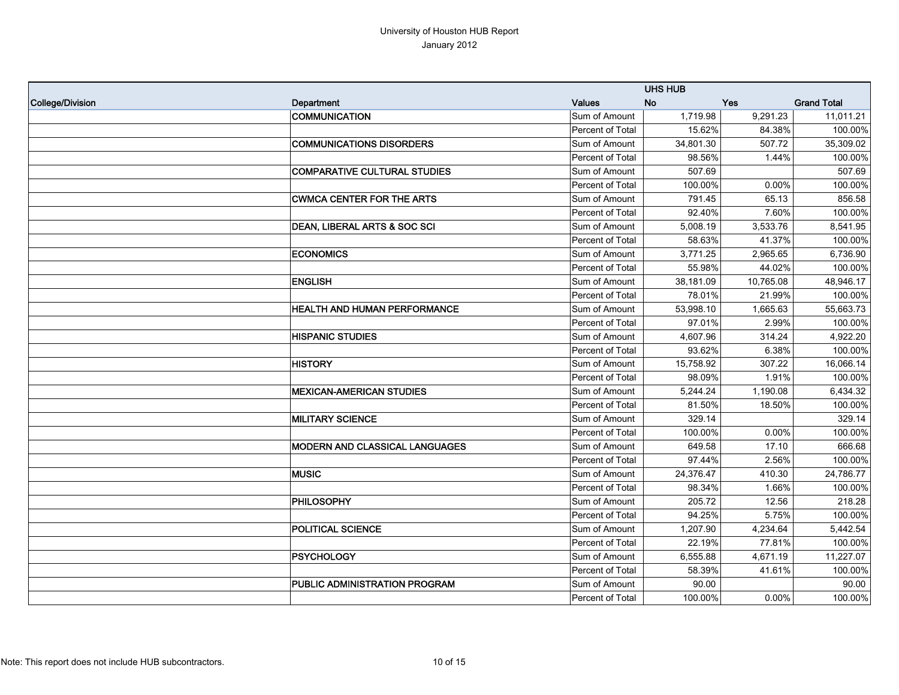University of Houston HUB Report
January 2012

| College/Division | Department | Values | UHS HUB No | Yes | Grand Total |
|---|---|---|---|---|---|
| | **COMMUNICATION** | Sum of Amount | 1,719.98 | 9,291.23 | 11,011.21 |
| | | Percent of Total | 15.62% | 84.38% | 100.00% |
| | **COMMUNICATIONS DISORDERS** | Sum of Amount | 34,801.30 | 507.72 | 35,309.02 |
| | | Percent of Total | 98.56% | 1.44% | 100.00% |
| | **COMPARATIVE CULTURAL STUDIES** | Sum of Amount | 507.69 | | 507.69 |
| | | Percent of Total | 100.00% | 0.00% | 100.00% |
| | **CWMCA CENTER FOR THE ARTS** | Sum of Amount | 791.45 | 65.13 | 856.58 |
| | | Percent of Total | 92.40% | 7.60% | 100.00% |
| | **DEAN, LIBERAL ARTS & SOC SCI** | Sum of Amount | 5,008.19 | 3,533.76 | 8,541.95 |
| | | Percent of Total | 58.63% | 41.37% | 100.00% |
| | **ECONOMICS** | Sum of Amount | 3,771.25 | 2,965.65 | 6,736.90 |
| | | Percent of Total | 55.98% | 44.02% | 100.00% |
| | **ENGLISH** | Sum of Amount | 38,181.09 | 10,765.08 | 48,946.17 |
| | | Percent of Total | 78.01% | 21.99% | 100.00% |
| | **HEALTH AND HUMAN PERFORMANCE** | Sum of Amount | 53,998.10 | 1,665.63 | 55,663.73 |
| | | Percent of Total | 97.01% | 2.99% | 100.00% |
| | **HISPANIC STUDIES** | Sum of Amount | 4,607.96 | 314.24 | 4,922.20 |
| | | Percent of Total | 93.62% | 6.38% | 100.00% |
| | **HISTORY** | Sum of Amount | 15,758.92 | 307.22 | 16,066.14 |
| | | Percent of Total | 98.09% | 1.91% | 100.00% |
| | **MEXICAN-AMERICAN STUDIES** | Sum of Amount | 5,244.24 | 1,190.08 | 6,434.32 |
| | | Percent of Total | 81.50% | 18.50% | 100.00% |
| | **MILITARY SCIENCE** | Sum of Amount | 329.14 | | 329.14 |
| | | Percent of Total | 100.00% | 0.00% | 100.00% |
| | **MODERN AND CLASSICAL LANGUAGES** | Sum of Amount | 649.58 | 17.10 | 666.68 |
| | | Percent of Total | 97.44% | 2.56% | 100.00% |
| | **MUSIC** | Sum of Amount | 24,376.47 | 410.30 | 24,786.77 |
| | | Percent of Total | 98.34% | 1.66% | 100.00% |
| | **PHILOSOPHY** | Sum of Amount | 205.72 | 12.56 | 218.28 |
| | | Percent of Total | 94.25% | 5.75% | 100.00% |
| | **POLITICAL SCIENCE** | Sum of Amount | 1,207.90 | 4,234.64 | 5,442.54 |
| | | Percent of Total | 22.19% | 77.81% | 100.00% |
| | **PSYCHOLOGY** | Sum of Amount | 6,555.88 | 4,671.19 | 11,227.07 |
| | | Percent of Total | 58.39% | 41.61% | 100.00% |
| | **PUBLIC ADMINISTRATION PROGRAM** | Sum of Amount | 90.00 | | 90.00 |
| | | Percent of Total | 100.00% | 0.00% | 100.00% |

Note: This report does not include HUB subcontractors.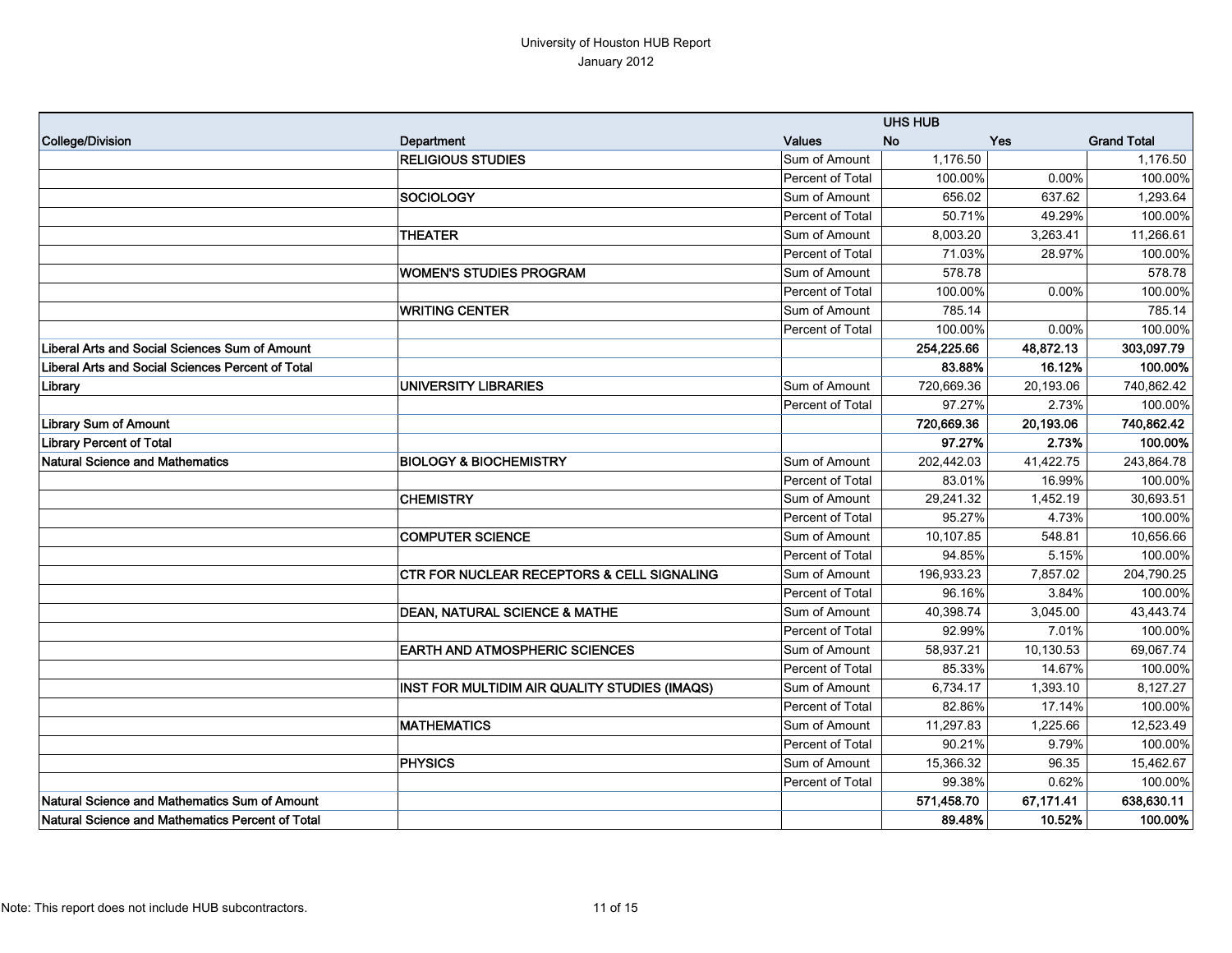University of Houston HUB Report
January 2012

| College/Division | Department | Values | UHS HUB No | Yes | Grand Total |
|---|---|---|---|---|---|
| | **RELIGIOUS STUDIES** | Sum of Amount | 1,176.50 | | 1,176.50 |
| | | Percent of Total | 100.00% | 0.00% | 100.00% |
| | **SOCIOLOGY** | Sum of Amount | 656.02 | 637.62 | 1,293.64 |
| | | Percent of Total | 50.71% | 49.29% | 100.00% |
| | **THEATER** | Sum of Amount | 8,003.20 | 3,263.41 | 11,266.61 |
| | | Percent of Total | 71.03% | 28.97% | 100.00% |
| | **WOMEN'S STUDIES PROGRAM** | Sum of Amount | 578.78 | | 578.78 |
| | | Percent of Total | 100.00% | 0.00% | 100.00% |
| | **WRITING CENTER** | Sum of Amount | 785.14 | | 785.14 |
| | | Percent of Total | 100.00% | 0.00% | 100.00% |
| **Liberal Arts and Social Sciences Sum of Amount** | | | **254,225.66** | **48,872.13** | **303,097.79** |
| **Liberal Arts and Social Sciences Percent of Total** | | | **83.88%** | **16.12%** | **100.00%** |
| **Library** | **UNIVERSITY LIBRARIES** | Sum of Amount | 720,669.36 | 20,193.06 | 740,862.42 |
| | | Percent of Total | 97.27% | 2.73% | 100.00% |
| **Library Sum of Amount** | | | **720,669.36** | **20,193.06** | **740,862.42** |
| **Library Percent of Total** | | | **97.27%** | **2.73%** | **100.00%** |
| **Natural Science and Mathematics** | **BIOLOGY & BIOCHEMISTRY** | Sum of Amount | 202,442.03 | 41,422.75 | 243,864.78 |
| | | Percent of Total | 83.01% | 16.99% | 100.00% |
| | **CHEMISTRY** | Sum of Amount | 29,241.32 | 1,452.19 | 30,693.51 |
| | | Percent of Total | 95.27% | 4.73% | 100.00% |
| | **COMPUTER SCIENCE** | Sum of Amount | 10,107.85 | 548.81 | 10,656.66 |
| | | Percent of Total | 94.85% | 5.15% | 100.00% |
| | **CTR FOR NUCLEAR RECEPTORS & CELL SIGNALING** | Sum of Amount | 196,933.23 | 7,857.02 | 204,790.25 |
| | | Percent of Total | 96.16% | 3.84% | 100.00% |
| | **DEAN, NATURAL SCIENCE & MATHE** | Sum of Amount | 40,398.74 | 3,045.00 | 43,443.74 |
| | | Percent of Total | 92.99% | 7.01% | 100.00% |
| | **EARTH AND ATMOSPHERIC SCIENCES** | Sum of Amount | 58,937.21 | 10,130.53 | 69,067.74 |
| | | Percent of Total | 85.33% | 14.67% | 100.00% |
| | **INST FOR MULTIDIM AIR QUALITY STUDIES (IMAQS)** | Sum of Amount | 6,734.17 | 1,393.10 | 8,127.27 |
| | | Percent of Total | 82.86% | 17.14% | 100.00% |
| | **MATHEMATICS** | Sum of Amount | 11,297.83 | 1,225.66 | 12,523.49 |
| | | Percent of Total | 90.21% | 9.79% | 100.00% |
| | **PHYSICS** | Sum of Amount | 15,366.32 | 96.35 | 15,462.67 |
| | | Percent of Total | 99.38% | 0.62% | 100.00% |
| **Natural Science and Mathematics Sum of Amount** | | | **571,458.70** | **67,171.41** | **638,630.11** |
| **Natural Science and Mathematics Percent of Total** | | | **89.48%** | **10.52%** | **100.00%** |

Note: This report does not include HUB subcontractors.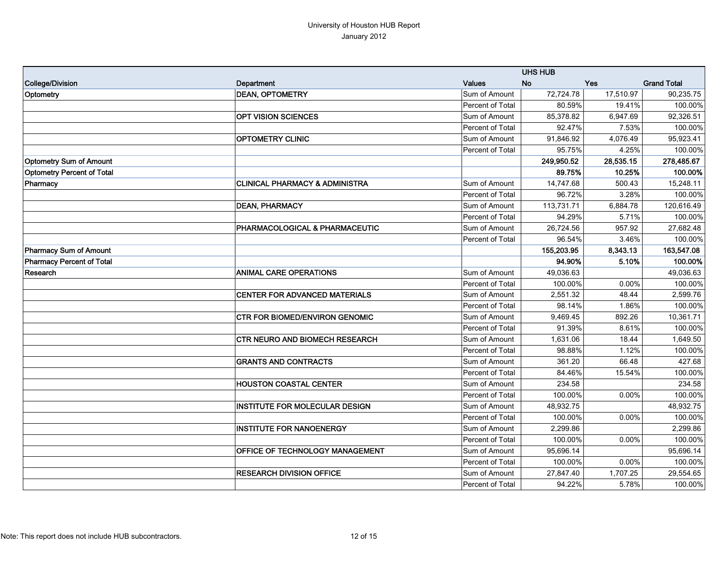University of Houston HUB Report
January 2012

| | | | UHS HUB | | |
|---|---|---|---|---|---|
| **College/Division** | **Department** | **Values** | **No** | **Yes** | **Grand Total** |
| **Optometry** | **DEAN, OPTOMETRY** | Sum of Amount | 72,724.78 | 17,510.97 | 90,235.75 |
| | | Percent of Total | 80.59% | 19.41% | 100.00% |
| | **OPT VISION SCIENCES** | Sum of Amount | 85,378.82 | 6,947.69 | 92,326.51 |
| | | Percent of Total | 92.47% | 7.53% | 100.00% |
| | **OPTOMETRY CLINIC** | Sum of Amount | 91,846.92 | 4,076.49 | 95,923.41 |
| | | Percent of Total | 95.75% | 4.25% | 100.00% |
| **Optometry Sum of Amount** | | | **249,950.52** | **28,535.15** | **278,485.67** |
| **Optometry Percent of Total** | | | **89.75%** | **10.25%** | **100.00%** |
| **Pharmacy** | **CLINICAL PHARMACY & ADMINISTRA** | Sum of Amount | 14,747.68 | 500.43 | 15,248.11 |
| | | Percent of Total | 96.72% | 3.28% | 100.00% |
| | **DEAN, PHARMACY** | Sum of Amount | 113,731.71 | 6,884.78 | 120,616.49 |
| | | Percent of Total | 94.29% | 5.71% | 100.00% |
| | **PHARMACOLOGICAL & PHARMACEUTIC** | Sum of Amount | 26,724.56 | 957.92 | 27,682.48 |
| | | Percent of Total | 96.54% | 3.46% | 100.00% |
| **Pharmacy Sum of Amount** | | | **155,203.95** | **8,343.13** | **163,547.08** |
| **Pharmacy Percent of Total** | | | **94.90%** | **5.10%** | **100.00%** |
| **Research** | **ANIMAL CARE OPERATIONS** | Sum of Amount | 49,036.63 | | 49,036.63 |
| | | Percent of Total | 100.00% | 0.00% | 100.00% |
| | **CENTER FOR ADVANCED MATERIALS** | Sum of Amount | 2,551.32 | 48.44 | 2,599.76 |
| | | Percent of Total | 98.14% | 1.86% | 100.00% |
| | **CTR FOR BIOMED/ENVIRON GENOMIC** | Sum of Amount | 9,469.45 | 892.26 | 10,361.71 |
| | | Percent of Total | 91.39% | 8.61% | 100.00% |
| | **CTR NEURO AND BIOMECH RESEARCH** | Sum of Amount | 1,631.06 | 18.44 | 1,649.50 |
| | | Percent of Total | 98.88% | 1.12% | 100.00% |
| | **GRANTS AND CONTRACTS** | Sum of Amount | 361.20 | 66.48 | 427.68 |
| | | Percent of Total | 84.46% | 15.54% | 100.00% |
| | **HOUSTON COASTAL CENTER** | Sum of Amount | 234.58 | | 234.58 |
| | | Percent of Total | 100.00% | 0.00% | 100.00% |
| | **INSTITUTE FOR MOLECULAR DESIGN** | Sum of Amount | 48,932.75 | | 48,932.75 |
| | | Percent of Total | 100.00% | 0.00% | 100.00% |
| | **INSTITUTE FOR NANOENERGY** | Sum of Amount | 2,299.86 | | 2,299.86 |
| | | Percent of Total | 100.00% | 0.00% | 100.00% |
| | **OFFICE OF TECHNOLOGY MANAGEMENT** | Sum of Amount | 95,696.14 | | 95,696.14 |
| | | Percent of Total | 100.00% | 0.00% | 100.00% |
| | **RESEARCH DIVISION OFFICE** | Sum of Amount | 27,847.40 | 1,707.25 | 29,554.65 |
| | | Percent of Total | 94.22% | 5.78% | 100.00% |

Note: This report does not include HUB subcontractors.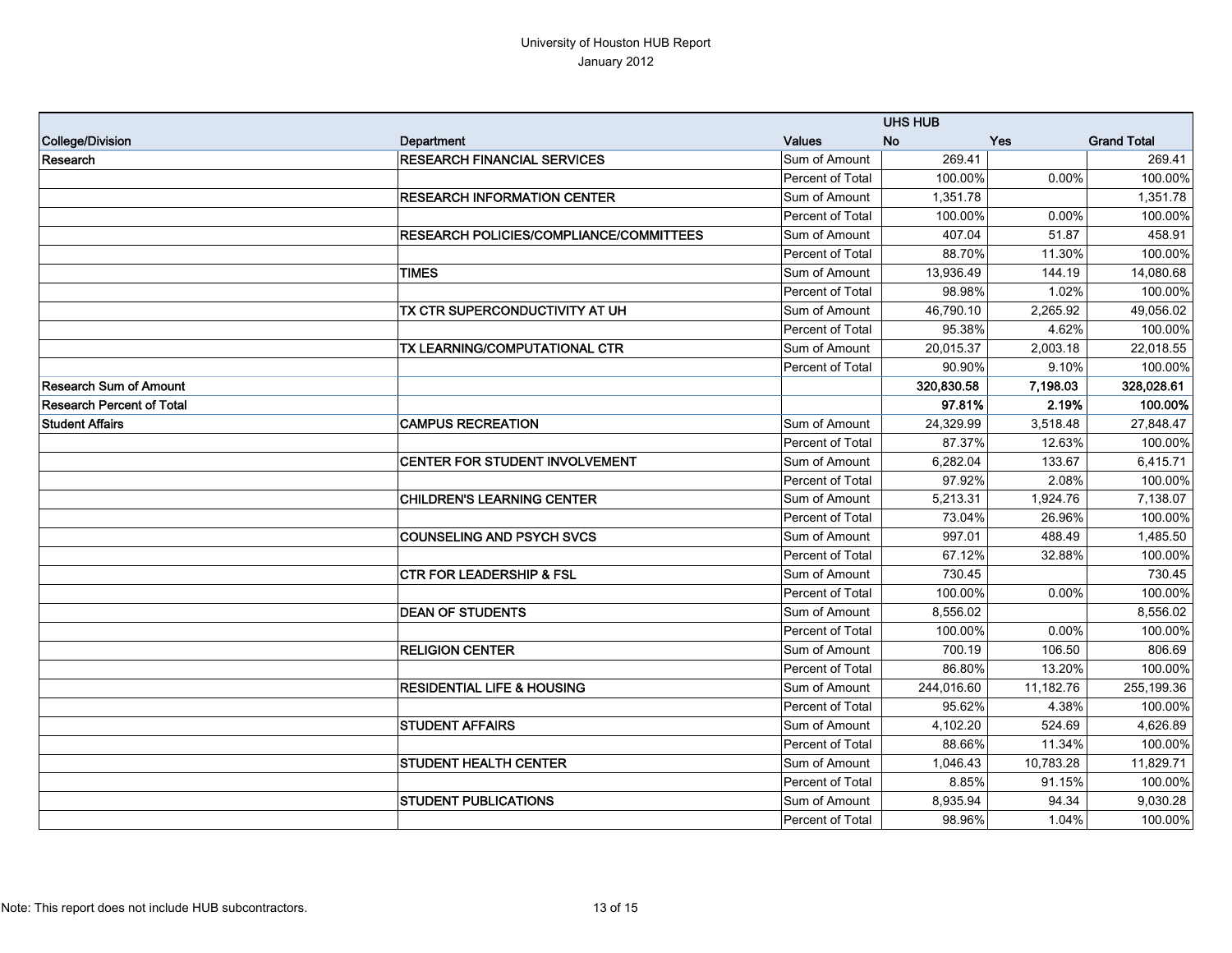| | | | UHS HUB | | |
|---|---|---|---|---|---|
| College/Division | Department | Values | No | Yes | Grand Total |
| Research | RESEARCH FINANCIAL SERVICES | Sum of Amount | 269.41 | | 269.41 |
| | | Percent of Total | 100.00% | 0.00% | 100.00% |
| | RESEARCH INFORMATION CENTER | Sum of Amount | 1,351.78 | | 1,351.78 |
| | | Percent of Total | 100.00% | 0.00% | 100.00% |
| | RESEARCH POLICIES/COMPLIANCE/COMMITTEES | Sum of Amount | 407.04 | 51.87 | 458.91 |
| | | Percent of Total | 88.70% | 11.30% | 100.00% |
| | TIMES | Sum of Amount | 13,936.49 | 144.19 | 14,080.68 |
| | | Percent of Total | 98.98% | 1.02% | 100.00% |
| | TX CTR SUPERCONDUCTIVITY AT UH | Sum of Amount | 46,790.10 | 2,265.92 | 49,056.02 |
| | | Percent of Total | 95.38% | 4.62% | 100.00% |
| | TX LEARNING/COMPUTATIONAL CTR | Sum of Amount | 20,015.37 | 2,003.18 | 22,018.55 |
| | | Percent of Total | 90.90% | 9.10% | 100.00% |
| **Research Sum of Amount** | | | **320,830.58** | **7,198.03** | **328,028.61** |
| **Research Percent of Total** | | | **97.81%** | **2.19%** | **100.00%** |
| Student Affairs | CAMPUS RECREATION | Sum of Amount | 24,329.99 | 3,518.48 | 27,848.47 |
| | | Percent of Total | 87.37% | 12.63% | 100.00% |
| | CENTER FOR STUDENT INVOLVEMENT | Sum of Amount | 6,282.04 | 133.67 | 6,415.71 |
| | | Percent of Total | 97.92% | 2.08% | 100.00% |
| | CHILDREN'S LEARNING CENTER | Sum of Amount | 5,213.31 | 1,924.76 | 7,138.07 |
| | | Percent of Total | 73.04% | 26.96% | 100.00% |
| | COUNSELING AND PSYCH SVCS | Sum of Amount | 997.01 | 488.49 | 1,485.50 |
| | | Percent of Total | 67.12% | 32.88% | 100.00% |
| | CTR FOR LEADERSHIP & FSL | Sum of Amount | 730.45 | | 730.45 |
| | | Percent of Total | 100.00% | 0.00% | 100.00% |
| | DEAN OF STUDENTS | Sum of Amount | 8,556.02 | | 8,556.02 |
| | | Percent of Total | 100.00% | 0.00% | 100.00% |
| | RELIGION CENTER | Sum of Amount | 700.19 | 106.50 | 806.69 |
| | | Percent of Total | 86.80% | 13.20% | 100.00% |
| | RESIDENTIAL LIFE & HOUSING | Sum of Amount | 244,016.60 | 11,182.76 | 255,199.36 |
| | | Percent of Total | 95.62% | 4.38% | 100.00% |
| | STUDENT AFFAIRS | Sum of Amount | 4,102.20 | 524.69 | 4,626.89 |
| | | Percent of Total | 88.66% | 11.34% | 100.00% |
| | STUDENT HEALTH CENTER | Sum of Amount | 1,046.43 | 10,783.28 | 11,829.71 |
| | | Percent of Total | 8.85% | 91.15% | 100.00% |
| | STUDENT PUBLICATIONS | Sum of Amount | 8,935.94 | 94.34 | 9,030.28 |
| | | Percent of Total | 98.96% | 1.04% | 100.00% |

Note: This report does not include HUB subcontractors.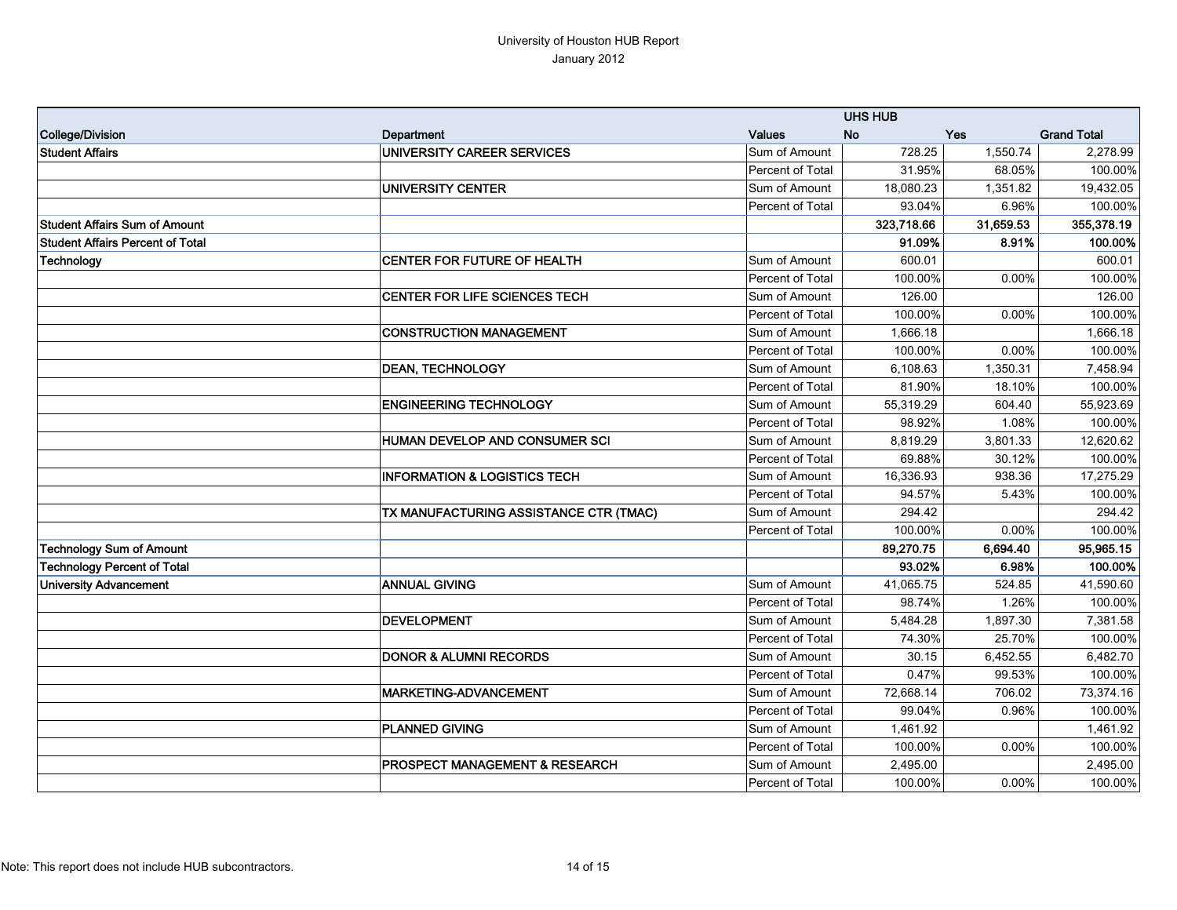University of Houston HUB Report
January 2012

| | | | UHS HUB | | |
|---|---|---|---|---|---|
| **College/Division** | **Department** | **Values** | **No** | **Yes** | **Grand Total** |
| **Student Affairs** | **UNIVERSITY CAREER SERVICES** | Sum of Amount | 728.25 | 1,550.74 | 2,278.99 |
| | | Percent of Total | 31.95% | 68.05% | 100.00% |
| | **UNIVERSITY CENTER** | Sum of Amount | 18,080.23 | 1,351.82 | 19,432.05 |
| | | Percent of Total | 93.04% | 6.96% | 100.00% |
| **Student Affairs Sum of Amount** | | | **323,718.66** | **31,659.53** | **355,378.19** |
| **Student Affairs Percent of Total** | | | **91.09%** | **8.91%** | **100.00%** |
| **Technology** | **CENTER FOR FUTURE OF HEALTH** | Sum of Amount | 600.01 | | 600.01 |
| | | Percent of Total | 100.00% | 0.00% | 100.00% |
| | **CENTER FOR LIFE SCIENCES TECH** | Sum of Amount | 126.00 | | 126.00 |
| | | Percent of Total | 100.00% | 0.00% | 100.00% |
| | **CONSTRUCTION MANAGEMENT** | Sum of Amount | 1,666.18 | | 1,666.18 |
| | | Percent of Total | 100.00% | 0.00% | 100.00% |
| | **DEAN, TECHNOLOGY** | Sum of Amount | 6,108.63 | 1,350.31 | 7,458.94 |
| | | Percent of Total | 81.90% | 18.10% | 100.00% |
| | **ENGINEERING TECHNOLOGY** | Sum of Amount | 55,319.29 | 604.40 | 55,923.69 |
| | | Percent of Total | 98.92% | 1.08% | 100.00% |
| | **HUMAN DEVELOP AND CONSUMER SCI** | Sum of Amount | 8,819.29 | 3,801.33 | 12,620.62 |
| | | Percent of Total | 69.88% | 30.12% | 100.00% |
| | **INFORMATION & LOGISTICS TECH** | Sum of Amount | 16,336.93 | 938.36 | 17,275.29 |
| | | Percent of Total | 94.57% | 5.43% | 100.00% |
| | **TX MANUFACTURING ASSISTANCE CTR (TMAC)** | Sum of Amount | 294.42 | | 294.42 |
| | | Percent of Total | 100.00% | 0.00% | 100.00% |
| **Technology Sum of Amount** | | | **89,270.75** | **6,694.40** | **95,965.15** |
| **Technology Percent of Total** | | | **93.02%** | **6.98%** | **100.00%** |
| **University Advancement** | **ANNUAL GIVING** | Sum of Amount | 41,065.75 | 524.85 | 41,590.60 |
| | | Percent of Total | 98.74% | 1.26% | 100.00% |
| | **DEVELOPMENT** | Sum of Amount | 5,484.28 | 1,897.30 | 7,381.58 |
| | | Percent of Total | 74.30% | 25.70% | 100.00% |
| | **DONOR & ALUMNI RECORDS** | Sum of Amount | 30.15 | 6,452.55 | 6,482.70 |
| | | Percent of Total | 0.47% | 99.53% | 100.00% |
| | **MARKETING-ADVANCEMENT** | Sum of Amount | 72,668.14 | 706.02 | 73,374.16 |
| | | Percent of Total | 99.04% | 0.96% | 100.00% |
| | **PLANNED GIVING** | Sum of Amount | 1,461.92 | | 1,461.92 |
| | | Percent of Total | 100.00% | 0.00% | 100.00% |
| | **PROSPECT MANAGEMENT & RESEARCH** | Sum of Amount | 2,495.00 | | 2,495.00 |
| | | Percent of Total | 100.00% | 0.00% | 100.00% |

Note: This report does not include HUB subcontractors.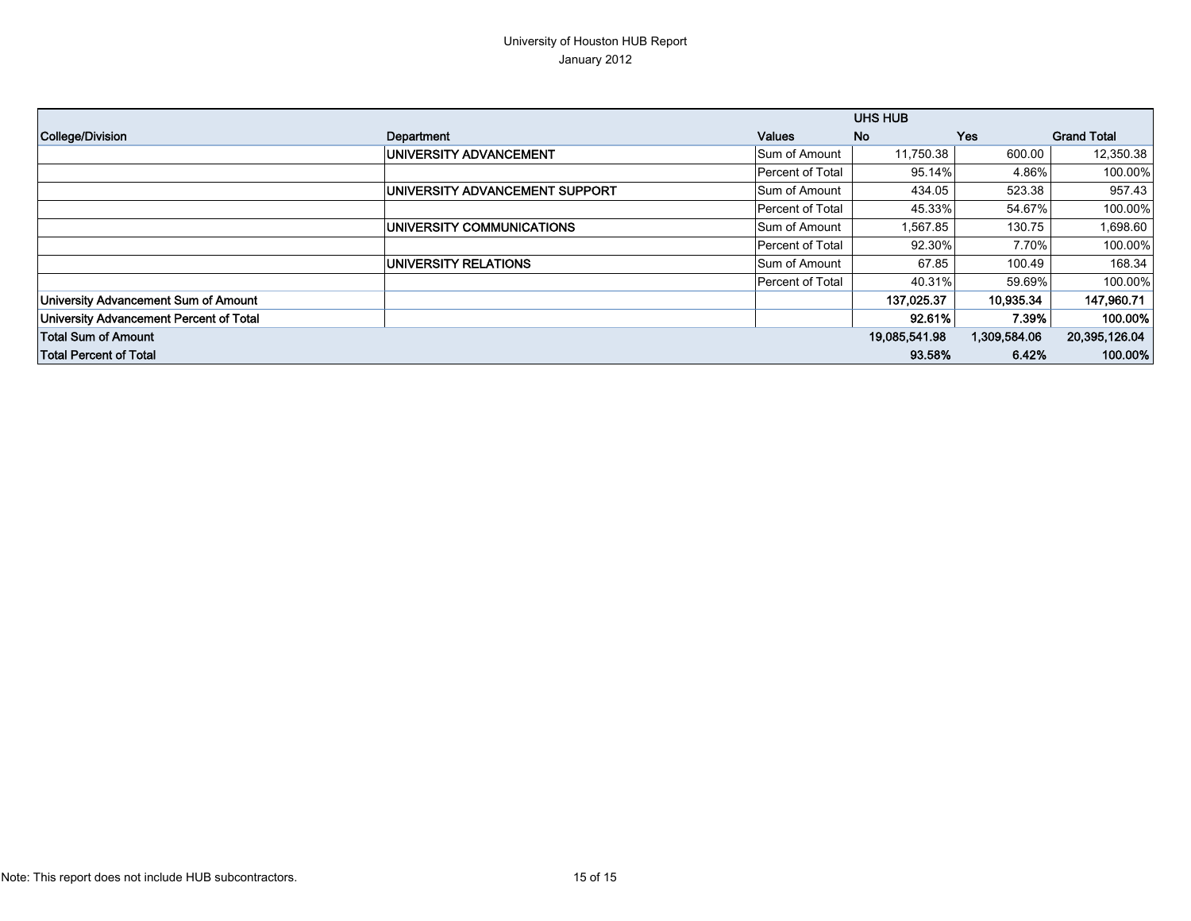University of Houston HUB Report
January 2012

| | | | UHS HUB | | |
|---|---|---|---|---|---|
| College/Division | Department | Values | No | Yes | Grand Total |
| | UNIVERSITY ADVANCEMENT | Sum of Amount | 11,750.38 | 600.00 | 12,350.38 |
| | | Percent of Total | 95.14% | 4.86% | 100.00% |
| | UNIVERSITY ADVANCEMENT SUPPORT | Sum of Amount | 434.05 | 523.38 | 957.43 |
| | | Percent of Total | 45.33% | 54.67% | 100.00% |
| | UNIVERSITY COMMUNICATIONS | Sum of Amount | 1,567.85 | 130.75 | 1,698.60 |
| | | Percent of Total | 92.30% | 7.70% | 100.00% |
| | UNIVERSITY RELATIONS | Sum of Amount | 67.85 | 100.49 | 168.34 |
| | | Percent of Total | 40.31% | 59.69% | 100.00% |
| **University Advancement Sum of Amount** | | | **137,025.37** | **10,935.34** | **147,960.71** |
| **University Advancement Percent of Total** | | | **92.61%** | **7.39%** | **100.00%** |
| **Total Sum of Amount** | | | **19,085,541.98** | **1,309,584.06** | **20,395,126.04** |
| **Total Percent of Total** | | | **93.58%** | **6.42%** | **100.00%** |

Note: This report does not include HUB subcontractors.